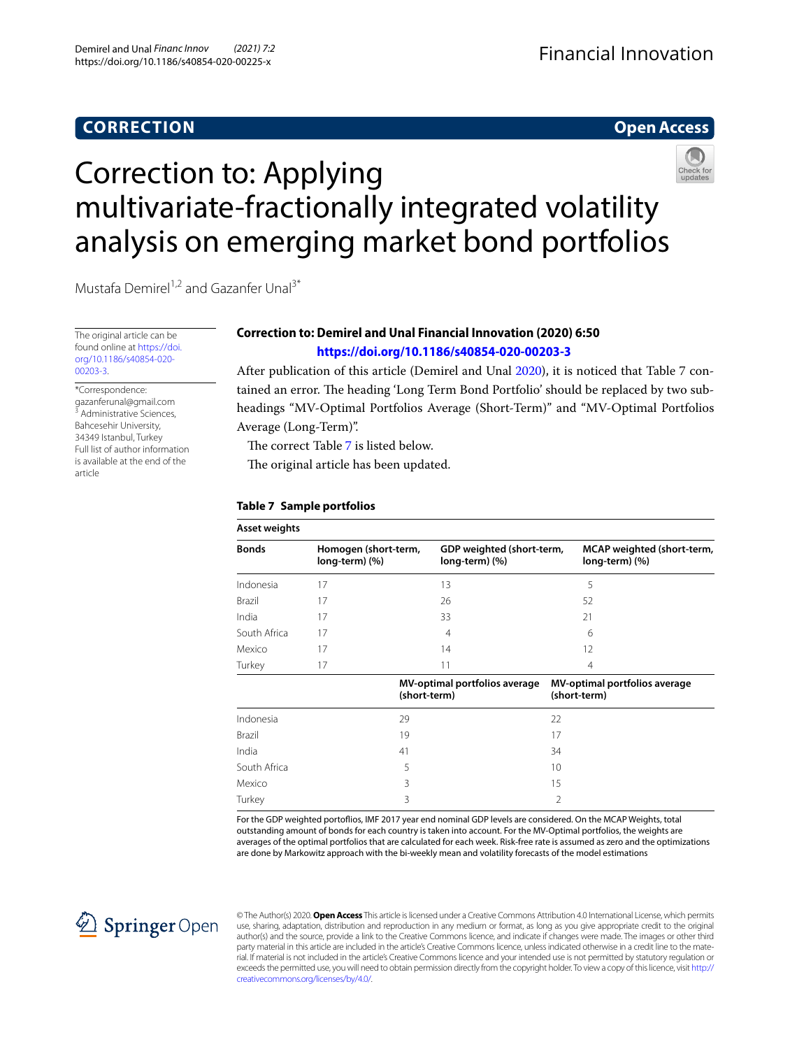CORRECTION

Open Access

# Correction to: Applying multivariate-fractionally integrated volatility analysis on emerging market bond portfolios

Mustafa Demirel[1,2] and Gazanfer Unal[3*]

The original article can be found online at https://doi.org/10.1186/s40854-020-00203-3.

*Correspondence: gazanferunal@gmail.com
[3] Administrative Sciences, Bahcesehir University, 34349 Istanbul, Turkey
Full list of author information is available at the end of the article

## Correction to: Demirel and Unal Financial Innovation (2020) 6:50

**https://doi.org/10.1186/s40854-020-00203-3**

After publication of this article (Demirel and Unal 2020), it is noticed that Table 7 contained an error. The heading 'Long Term Bond Portfolio' should be replaced by two subheadings "MV-Optimal Portfolios Average (Short-Term)" and "MV-Optimal Portfolios Average (Long-Term)".

The correct Table 7 is listed below.

The original article has been updated.

**Table 7 Sample portfolios**

| Asset weights | | | |
|---|---|---|---|
| **Bonds** | **Homogen (short-term, long-term) (%)** | **GDP weighted (short-term, long-term) (%)** | **MCAP weighted (short-term, long-term) (%)** |
| Indonesia | 17 | 13 | 5 |
| Brazil | 17 | 26 | 52 |
| India | 17 | 33 | 21 |
| South Africa | 17 | 4 | 6 |
| Mexico | 17 | 14 | 12 |
| Turkey | 17 | 11 | 4 |
| | **MV-optimal portfolios average (short-term)** | **MV-optimal portfolios average (short-term)** | |
| Indonesia | 29 | 22 | |
| Brazil | 19 | 17 | |
| India | 41 | 34 | |
| South Africa | 5 | 10 | |
| Mexico | 3 | 15 | |
| Turkey | 3 | 2 | |

For the GDP weighted portfolios, IMF 2017 year end nominal GDP levels are considered. On the MCAP Weights, total outstanding amount of bonds for each country is taken into account. For the MV-Optimal portfolios, the weights are averages of the optimal portfolios that are calculated for each week. Risk-free rate is assumed as zero and the optimizations are done by Markowitz approach with the bi-weekly mean and volatility forecasts of the model estimations

© The Author(s) 2020. **Open Access** This article is licensed under a Creative Commons Attribution 4.0 International License, which permits use, sharing, adaptation, distribution and reproduction in any medium or format, as long as you give appropriate credit to the original author(s) and the source, provide a link to the Creative Commons licence, and indicate if changes were made. The images or other third party material in this article are included in the article's Creative Commons licence, unless indicated otherwise in a credit line to the material. If material is not included in the article's Creative Commons licence and your intended use is not permitted by statutory regulation or exceeds the permitted use, you will need to obtain permission directly from the copyright holder. To view a copy of this licence, visit http://creativecommons.org/licenses/by/4.0/.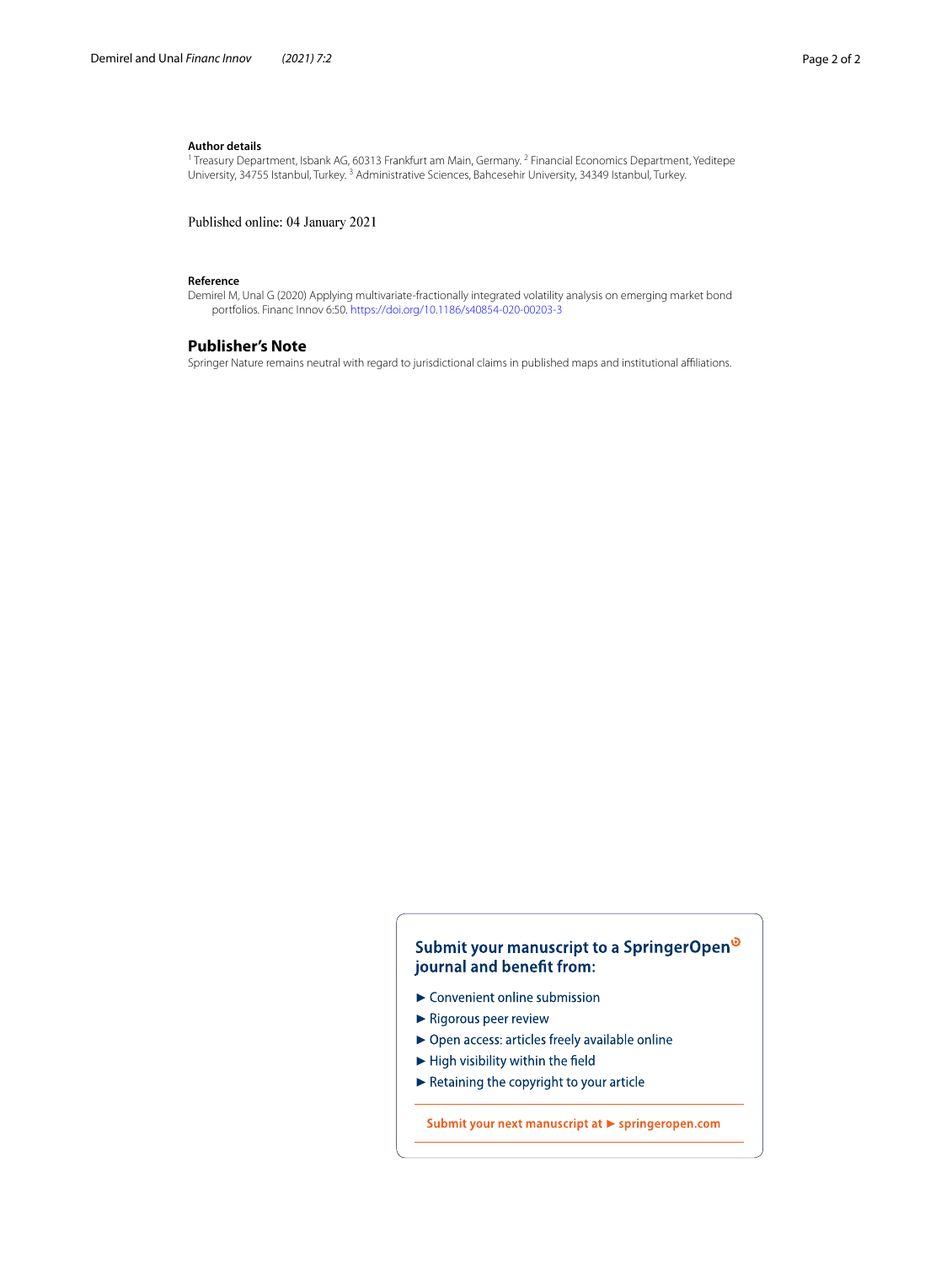**Author details**

[1] Treasury Department, Isbank AG, 60313 Frankfurt am Main, Germany. [2] Financial Economics Department, Yeditepe University, 34755 Istanbul, Turkey. [3] Administrative Sciences, Bahcesehir University, 34349 Istanbul, Turkey.

Published online: 04 January 2021

**Reference**

Demirel M, Unal G (2020) Applying multivariate-fractionally integrated volatility analysis on emerging market bond portfolios. Financ Innov 6:50. https://doi.org/10.1186/s40854-020-00203-3

## Publisher's Note

Springer Nature remains neutral with regard to jurisdictional claims in published maps and institutional affiliations.

**Submit your manuscript to a SpringerOpen journal and benefit from:**

- ► Convenient online submission
- ► Rigorous peer review
- ► Open access: articles freely available online
- ► High visibility within the field
- ► Retaining the copyright to your article

**Submit your next manuscript at ► springeropen.com**